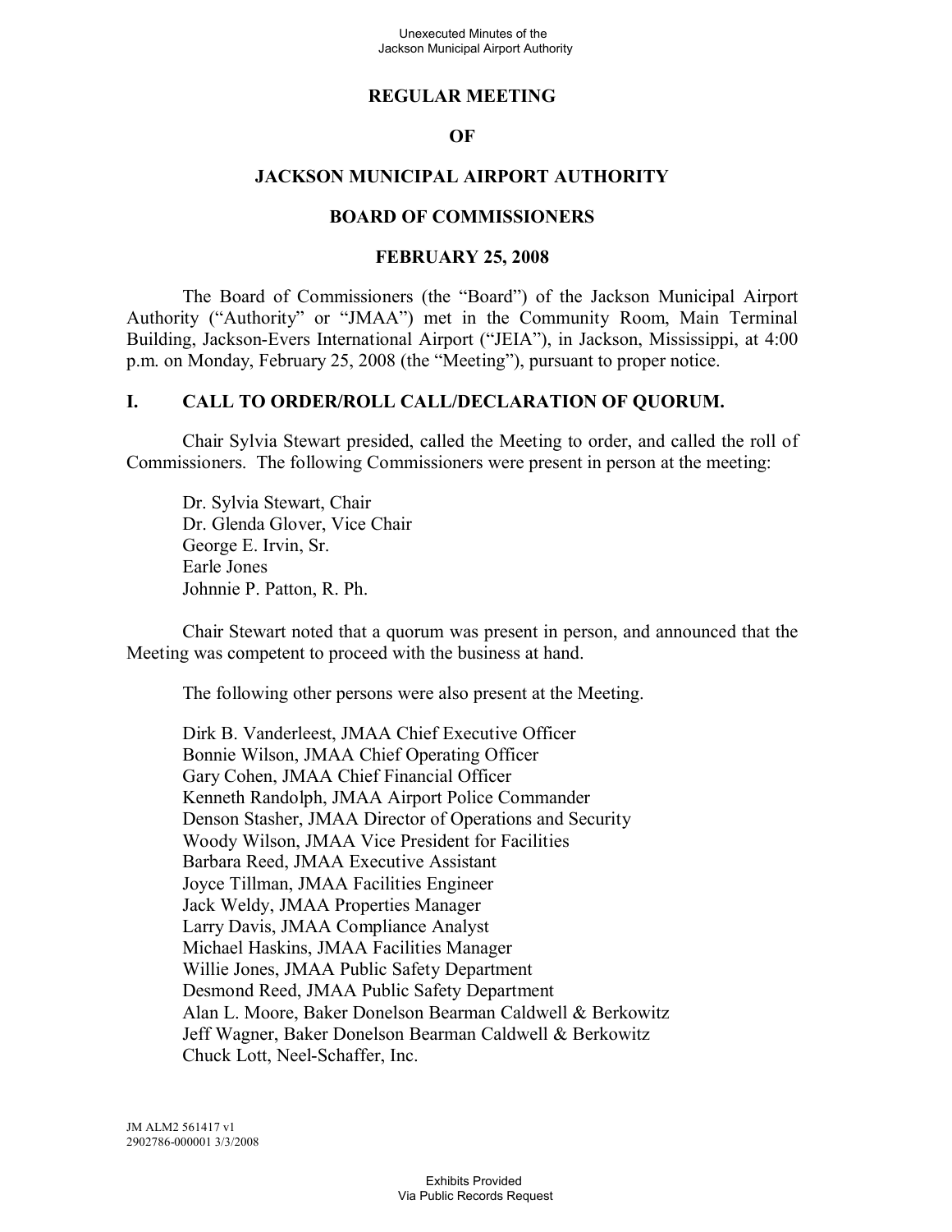# REGULAR MEETING

# OF

# JACKSON MUNICIPAL AIRPORT AUTHORITY

# BOARD OF COMMISSIONERS

# FEBRUARY 25, 2008

The Board of Commissioners (the "Board") of the Jackson Municipal Airport Authority ("Authority" or "JMAA") met in the Community Room, Main Terminal Building, Jackson-Evers International Airport ("JEIA"), in Jackson, Mississippi, at 4:00 p.m. on Monday, February 25, 2008 (the "Meeting"), pursuant to proper notice.

## I. CALL TO ORDER/ROLL CALL/DECLARATION OF QUORUM.

Chair Sylvia Stewart presided, called the Meeting to order, and called the roll of Commissioners. The following Commissioners were present in person at the meeting:

Dr. Sylvia Stewart, Chair
Dr. Glenda Glover, Vice Chair
George E. Irvin, Sr.
Earle Jones
Johnnie P. Patton, R. Ph.

Chair Stewart noted that a quorum was present in person, and announced that the Meeting was competent to proceed with the business at hand.

The following other persons were also present at the Meeting.

Dirk B. Vanderleest, JMAA Chief Executive Officer
Bonnie Wilson, JMAA Chief Operating Officer
Gary Cohen, JMAA Chief Financial Officer
Kenneth Randolph, JMAA Airport Police Commander
Denson Stasher, JMAA Director of Operations and Security
Woody Wilson, JMAA Vice President for Facilities
Barbara Reed, JMAA Executive Assistant
Joyce Tillman, JMAA Facilities Engineer
Jack Weldy, JMAA Properties Manager
Larry Davis, JMAA Compliance Analyst
Michael Haskins, JMAA Facilities Manager
Willie Jones, JMAA Public Safety Department
Desmond Reed, JMAA Public Safety Department
Alan L. Moore, Baker Donelson Bearman Caldwell & Berkowitz
Jeff Wagner, Baker Donelson Bearman Caldwell & Berkowitz
Chuck Lott, Neel-Schaffer, Inc.

JM ALM2 561417 v1
2902786-000001 3/3/2008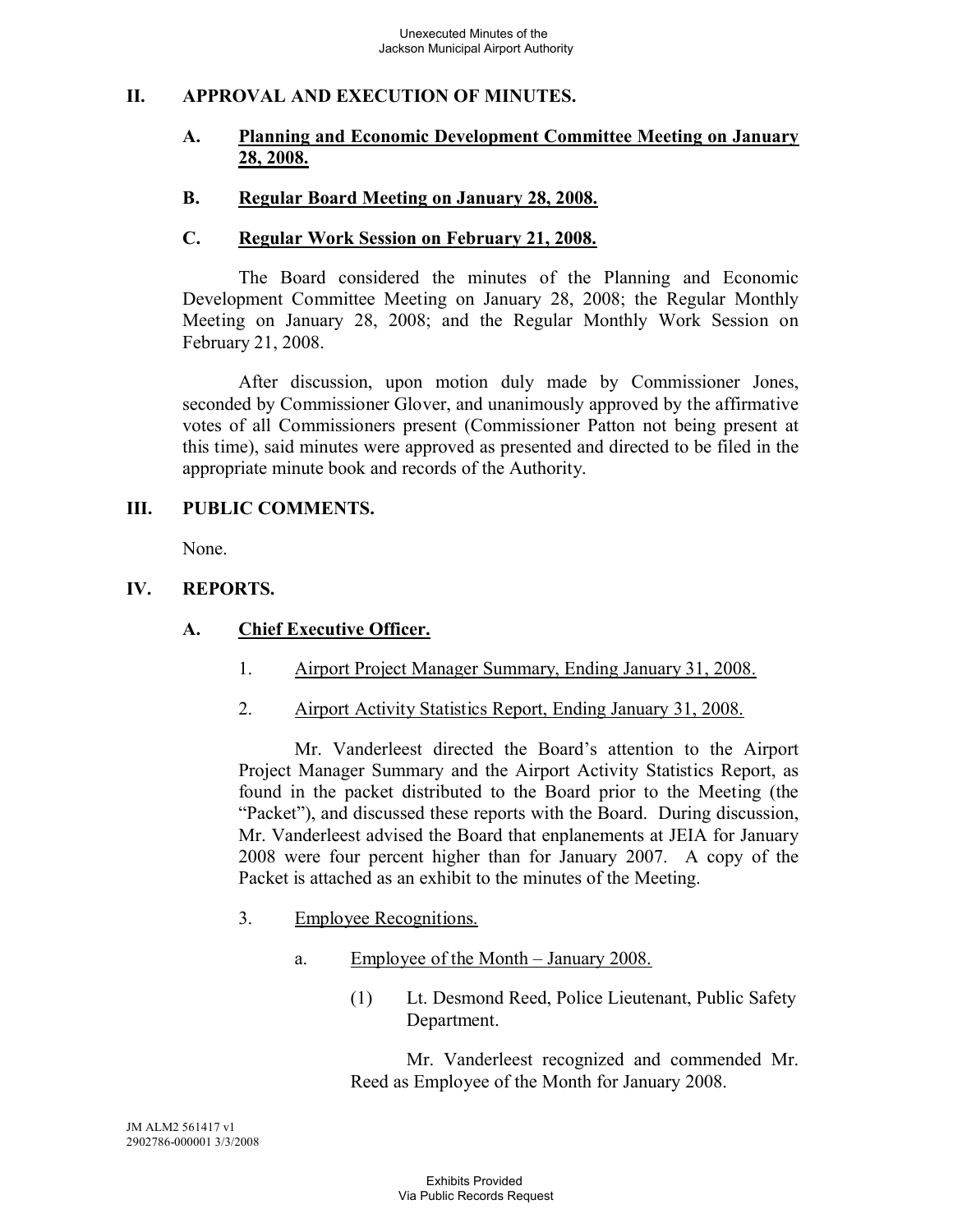## II. APPROVAL AND EXECUTION OF MINUTES.

### A. Planning and Economic Development Committee Meeting on January 28, 2008.

### B. Regular Board Meeting on January 28, 2008.

### C. Regular Work Session on February 21, 2008.

The Board considered the minutes of the Planning and Economic Development Committee Meeting on January 28, 2008; the Regular Monthly Meeting on January 28, 2008; and the Regular Monthly Work Session on February 21, 2008.

After discussion, upon motion duly made by Commissioner Jones, seconded by Commissioner Glover, and unanimously approved by the affirmative votes of all Commissioners present (Commissioner Patton not being present at this time), said minutes were approved as presented and directed to be filed in the appropriate minute book and records of the Authority.

## III. PUBLIC COMMENTS.

None.

## IV. REPORTS.

### A. Chief Executive Officer.

1. Airport Project Manager Summary, Ending January 31, 2008.

2. Airport Activity Statistics Report, Ending January 31, 2008.

Mr. Vanderleest directed the Board's attention to the Airport Project Manager Summary and the Airport Activity Statistics Report, as found in the packet distributed to the Board prior to the Meeting (the "Packet"), and discussed these reports with the Board. During discussion, Mr. Vanderleest advised the Board that enplanements at JEIA for January 2008 were four percent higher than for January 2007. A copy of the Packet is attached as an exhibit to the minutes of the Meeting.

3. Employee Recognitions.

   a. Employee of the Month – January 2008.

      (1) Lt. Desmond Reed, Police Lieutenant, Public Safety Department.

      Mr. Vanderleest recognized and commended Mr. Reed as Employee of the Month for January 2008.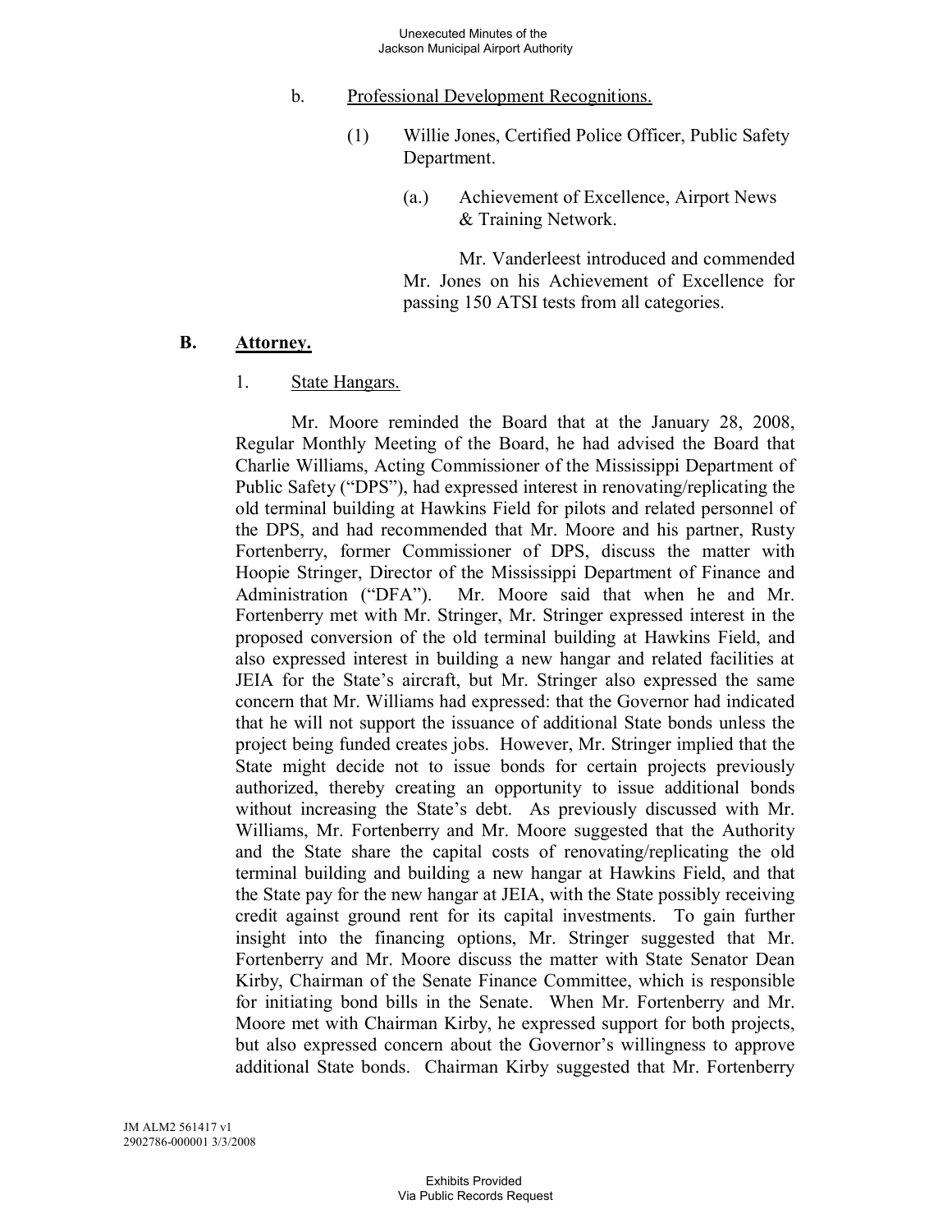b. Professional Development Recognitions.

(1) Willie Jones, Certified Police Officer, Public Safety Department.

(a.) Achievement of Excellence, Airport News & Training Network.

Mr. Vanderleest introduced and commended Mr. Jones on his Achievement of Excellence for passing 150 ATSI tests from all categories.

**B. Attorney.**

1. State Hangars.

Mr. Moore reminded the Board that at the January 28, 2008, Regular Monthly Meeting of the Board, he had advised the Board that Charlie Williams, Acting Commissioner of the Mississippi Department of Public Safety ("DPS"), had expressed interest in renovating/replicating the old terminal building at Hawkins Field for pilots and related personnel of the DPS, and had recommended that Mr. Moore and his partner, Rusty Fortenberry, former Commissioner of DPS, discuss the matter with Hoopie Stringer, Director of the Mississippi Department of Finance and Administration ("DFA"). Mr. Moore said that when he and Mr. Fortenberry met with Mr. Stringer, Mr. Stringer expressed interest in the proposed conversion of the old terminal building at Hawkins Field, and also expressed interest in building a new hangar and related facilities at JEIA for the State's aircraft, but Mr. Stringer also expressed the same concern that Mr. Williams had expressed: that the Governor had indicated that he will not support the issuance of additional State bonds unless the project being funded creates jobs. However, Mr. Stringer implied that the State might decide not to issue bonds for certain projects previously authorized, thereby creating an opportunity to issue additional bonds without increasing the State's debt. As previously discussed with Mr. Williams, Mr. Fortenberry and Mr. Moore suggested that the Authority and the State share the capital costs of renovating/replicating the old terminal building and building a new hangar at Hawkins Field, and that the State pay for the new hangar at JEIA, with the State possibly receiving credit against ground rent for its capital investments. To gain further insight into the financing options, Mr. Stringer suggested that Mr. Fortenberry and Mr. Moore discuss the matter with State Senator Dean Kirby, Chairman of the Senate Finance Committee, which is responsible for initiating bond bills in the Senate. When Mr. Fortenberry and Mr. Moore met with Chairman Kirby, he expressed support for both projects, but also expressed concern about the Governor's willingness to approve additional State bonds. Chairman Kirby suggested that Mr. Fortenberry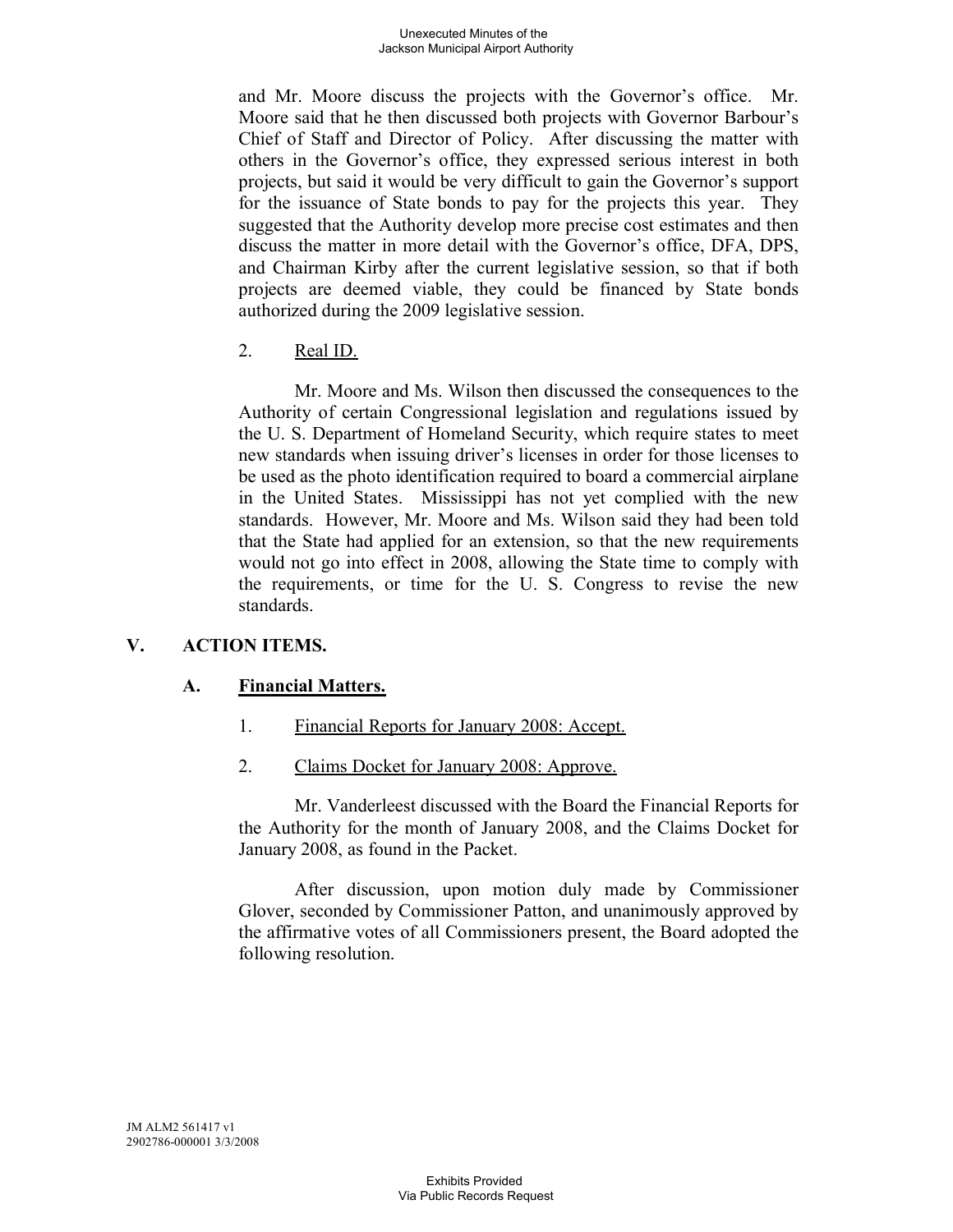and Mr. Moore discuss the projects with the Governor's office. Mr. Moore said that he then discussed both projects with Governor Barbour's Chief of Staff and Director of Policy. After discussing the matter with others in the Governor's office, they expressed serious interest in both projects, but said it would be very difficult to gain the Governor's support for the issuance of State bonds to pay for the projects this year. They suggested that the Authority develop more precise cost estimates and then discuss the matter in more detail with the Governor's office, DFA, DPS, and Chairman Kirby after the current legislative session, so that if both projects are deemed viable, they could be financed by State bonds authorized during the 2009 legislative session.

2. Real ID.

Mr. Moore and Ms. Wilson then discussed the consequences to the Authority of certain Congressional legislation and regulations issued by the U. S. Department of Homeland Security, which require states to meet new standards when issuing driver's licenses in order for those licenses to be used as the photo identification required to board a commercial airplane in the United States. Mississippi has not yet complied with the new standards. However, Mr. Moore and Ms. Wilson said they had been told that the State had applied for an extension, so that the new requirements would not go into effect in 2008, allowing the State time to comply with the requirements, or time for the U. S. Congress to revise the new standards.

## V. ACTION ITEMS.

### A. Financial Matters.

1. Financial Reports for January 2008: Accept.

2. Claims Docket for January 2008: Approve.

Mr. Vanderleest discussed with the Board the Financial Reports for the Authority for the month of January 2008, and the Claims Docket for January 2008, as found in the Packet.

After discussion, upon motion duly made by Commissioner Glover, seconded by Commissioner Patton, and unanimously approved by the affirmative votes of all Commissioners present, the Board adopted the following resolution.

JM ALM2 561417 v1
2902786-000001 3/3/2008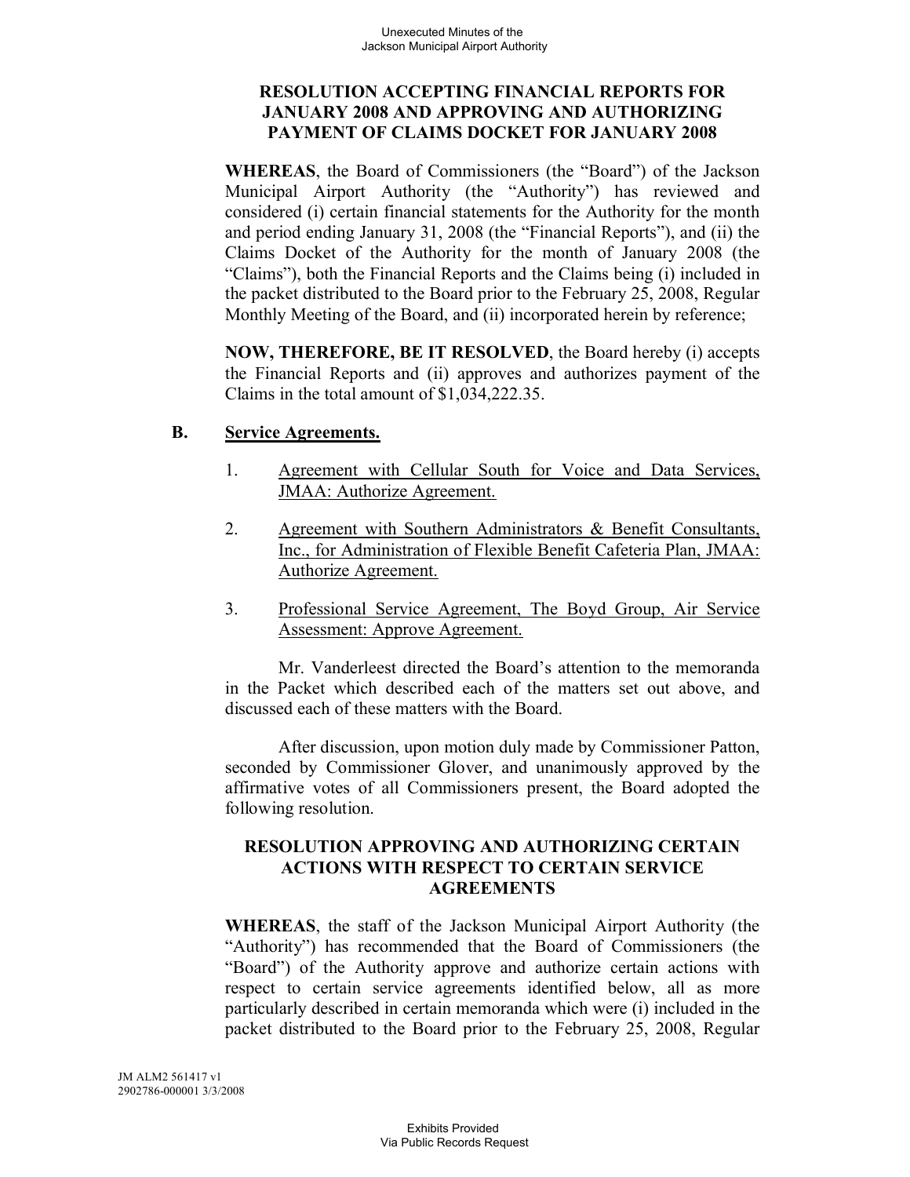**RESOLUTION ACCEPTING FINANCIAL REPORTS FOR JANUARY 2008 AND APPROVING AND AUTHORIZING PAYMENT OF CLAIMS DOCKET FOR JANUARY 2008**

**WHEREAS**, the Board of Commissioners (the "Board") of the Jackson Municipal Airport Authority (the "Authority") has reviewed and considered (i) certain financial statements for the Authority for the month and period ending January 31, 2008 (the "Financial Reports"), and (ii) the Claims Docket of the Authority for the month of January 2008 (the "Claims"), both the Financial Reports and the Claims being (i) included in the packet distributed to the Board prior to the February 25, 2008, Regular Monthly Meeting of the Board, and (ii) incorporated herein by reference;

**NOW, THEREFORE, BE IT RESOLVED**, the Board hereby (i) accepts the Financial Reports and (ii) approves and authorizes payment of the Claims in the total amount of $1,034,222.35.

**B. <u>Service Agreements.</u>**

1. <u>Agreement with Cellular South for Voice and Data Services, JMAA: Authorize Agreement.</u>

2. <u>Agreement with Southern Administrators & Benefit Consultants, Inc., for Administration of Flexible Benefit Cafeteria Plan, JMAA: Authorize Agreement.</u>

3. <u>Professional Service Agreement, The Boyd Group, Air Service Assessment: Approve Agreement.</u>

Mr. Vanderleest directed the Board's attention to the memoranda in the Packet which described each of the matters set out above, and discussed each of these matters with the Board.

After discussion, upon motion duly made by Commissioner Patton, seconded by Commissioner Glover, and unanimously approved by the affirmative votes of all Commissioners present, the Board adopted the following resolution.

**RESOLUTION APPROVING AND AUTHORIZING CERTAIN ACTIONS WITH RESPECT TO CERTAIN SERVICE AGREEMENTS**

**WHEREAS**, the staff of the Jackson Municipal Airport Authority (the "Authority") has recommended that the Board of Commissioners (the "Board") of the Authority approve and authorize certain actions with respect to certain service agreements identified below, all as more particularly described in certain memoranda which were (i) included in the packet distributed to the Board prior to the February 25, 2008, Regular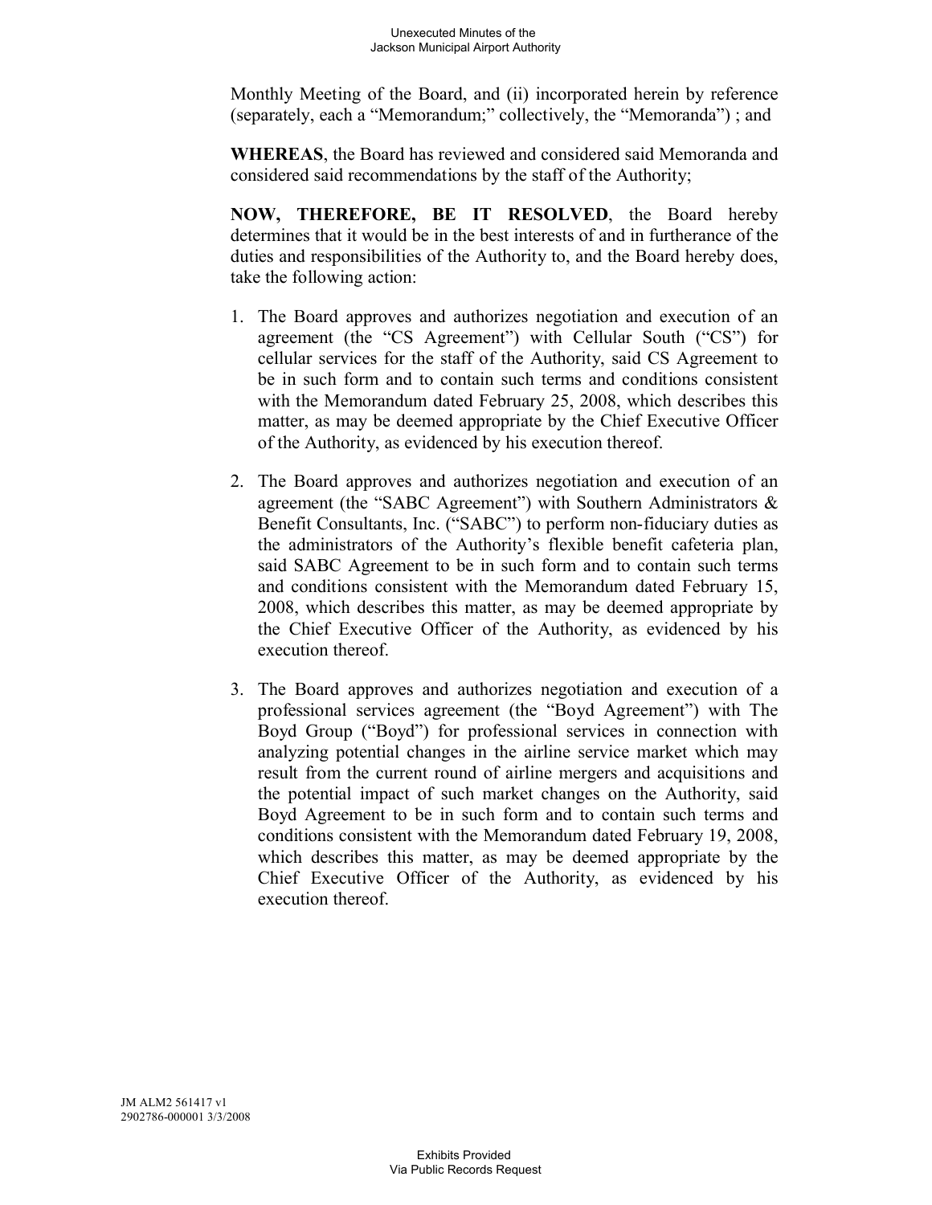Monthly Meeting of the Board, and (ii) incorporated herein by reference (separately, each a "Memorandum;" collectively, the "Memoranda") ; and

**WHEREAS**, the Board has reviewed and considered said Memoranda and considered said recommendations by the staff of the Authority;

**NOW, THEREFORE, BE IT RESOLVED**, the Board hereby determines that it would be in the best interests of and in furtherance of the duties and responsibilities of the Authority to, and the Board hereby does, take the following action:

1. The Board approves and authorizes negotiation and execution of an agreement (the "CS Agreement") with Cellular South ("CS") for cellular services for the staff of the Authority, said CS Agreement to be in such form and to contain such terms and conditions consistent with the Memorandum dated February 25, 2008, which describes this matter, as may be deemed appropriate by the Chief Executive Officer of the Authority, as evidenced by his execution thereof.

2. The Board approves and authorizes negotiation and execution of an agreement (the "SABC Agreement") with Southern Administrators & Benefit Consultants, Inc. ("SABC") to perform non-fiduciary duties as the administrators of the Authority's flexible benefit cafeteria plan, said SABC Agreement to be in such form and to contain such terms and conditions consistent with the Memorandum dated February 15, 2008, which describes this matter, as may be deemed appropriate by the Chief Executive Officer of the Authority, as evidenced by his execution thereof.

3. The Board approves and authorizes negotiation and execution of a professional services agreement (the "Boyd Agreement") with The Boyd Group ("Boyd") for professional services in connection with analyzing potential changes in the airline service market which may result from the current round of airline mergers and acquisitions and the potential impact of such market changes on the Authority, said Boyd Agreement to be in such form and to contain such terms and conditions consistent with the Memorandum dated February 19, 2008, which describes this matter, as may be deemed appropriate by the Chief Executive Officer of the Authority, as evidenced by his execution thereof.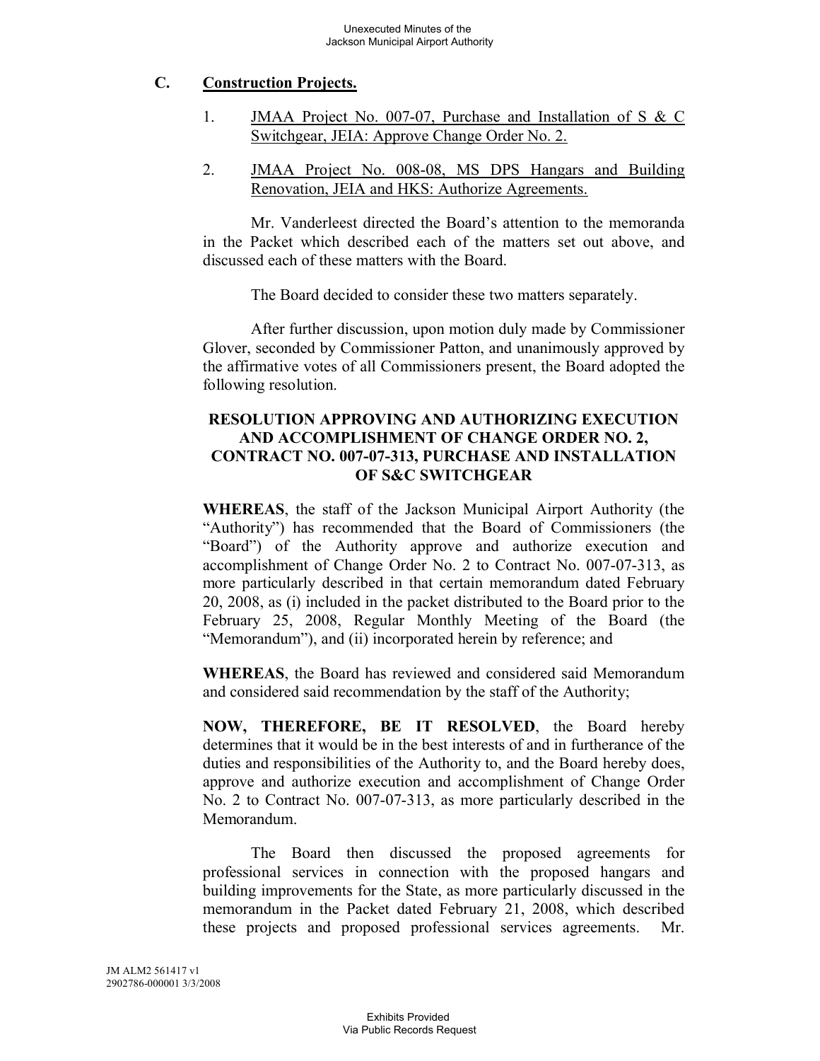## C. Construction Projects.

1. JMAA Project No. 007-07, Purchase and Installation of S & C Switchgear, JEIA: Approve Change Order No. 2.

2. JMAA Project No. 008-08, MS DPS Hangars and Building Renovation, JEIA and HKS: Authorize Agreements.

Mr. Vanderleest directed the Board's attention to the memoranda in the Packet which described each of the matters set out above, and discussed each of these matters with the Board.

The Board decided to consider these two matters separately.

After further discussion, upon motion duly made by Commissioner Glover, seconded by Commissioner Patton, and unanimously approved by the affirmative votes of all Commissioners present, the Board adopted the following resolution.

**RESOLUTION APPROVING AND AUTHORIZING EXECUTION AND ACCOMPLISHMENT OF CHANGE ORDER NO. 2, CONTRACT NO. 007-07-313, PURCHASE AND INSTALLATION OF S&C SWITCHGEAR**

**WHEREAS**, the staff of the Jackson Municipal Airport Authority (the "Authority") has recommended that the Board of Commissioners (the "Board") of the Authority approve and authorize execution and accomplishment of Change Order No. 2 to Contract No. 007-07-313, as more particularly described in that certain memorandum dated February 20, 2008, as (i) included in the packet distributed to the Board prior to the February 25, 2008, Regular Monthly Meeting of the Board (the "Memorandum"), and (ii) incorporated herein by reference; and

**WHEREAS**, the Board has reviewed and considered said Memorandum and considered said recommendation by the staff of the Authority;

**NOW, THEREFORE, BE IT RESOLVED**, the Board hereby determines that it would be in the best interests of and in furtherance of the duties and responsibilities of the Authority to, and the Board hereby does, approve and authorize execution and accomplishment of Change Order No. 2 to Contract No. 007-07-313, as more particularly described in the Memorandum.

The Board then discussed the proposed agreements for professional services in connection with the proposed hangars and building improvements for the State, as more particularly discussed in the memorandum in the Packet dated February 21, 2008, which described these projects and proposed professional services agreements. Mr.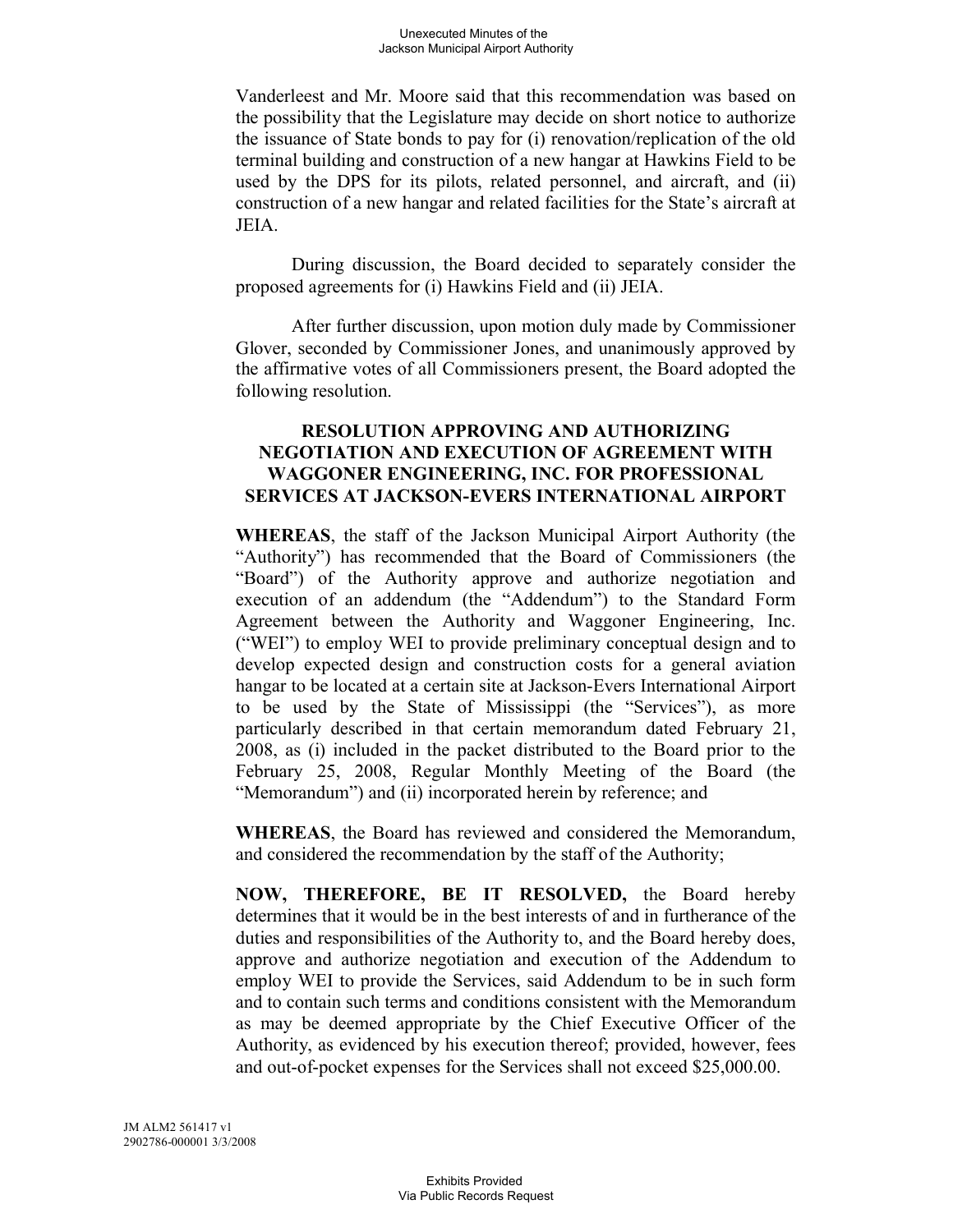Vanderleest and Mr. Moore said that this recommendation was based on the possibility that the Legislature may decide on short notice to authorize the issuance of State bonds to pay for (i) renovation/replication of the old terminal building and construction of a new hangar at Hawkins Field to be used by the DPS for its pilots, related personnel, and aircraft, and (ii) construction of a new hangar and related facilities for the State's aircraft at JEIA.

During discussion, the Board decided to separately consider the proposed agreements for (i) Hawkins Field and (ii) JEIA.

After further discussion, upon motion duly made by Commissioner Glover, seconded by Commissioner Jones, and unanimously approved by the affirmative votes of all Commissioners present, the Board adopted the following resolution.

**RESOLUTION APPROVING AND AUTHORIZING NEGOTIATION AND EXECUTION OF AGREEMENT WITH WAGGONER ENGINEERING, INC. FOR PROFESSIONAL SERVICES AT JACKSON-EVERS INTERNATIONAL AIRPORT**

**WHEREAS**, the staff of the Jackson Municipal Airport Authority (the "Authority") has recommended that the Board of Commissioners (the "Board") of the Authority approve and authorize negotiation and execution of an addendum (the "Addendum") to the Standard Form Agreement between the Authority and Waggoner Engineering, Inc. ("WEI") to employ WEI to provide preliminary conceptual design and to develop expected design and construction costs for a general aviation hangar to be located at a certain site at Jackson-Evers International Airport to be used by the State of Mississippi (the "Services"), as more particularly described in that certain memorandum dated February 21, 2008, as (i) included in the packet distributed to the Board prior to the February 25, 2008, Regular Monthly Meeting of the Board (the "Memorandum") and (ii) incorporated herein by reference; and

**WHEREAS**, the Board has reviewed and considered the Memorandum, and considered the recommendation by the staff of the Authority;

**NOW, THEREFORE, BE IT RESOLVED,** the Board hereby determines that it would be in the best interests of and in furtherance of the duties and responsibilities of the Authority to, and the Board hereby does, approve and authorize negotiation and execution of the Addendum to employ WEI to provide the Services, said Addendum to be in such form and to contain such terms and conditions consistent with the Memorandum as may be deemed appropriate by the Chief Executive Officer of the Authority, as evidenced by his execution thereof; provided, however, fees and out-of-pocket expenses for the Services shall not exceed $25,000.00.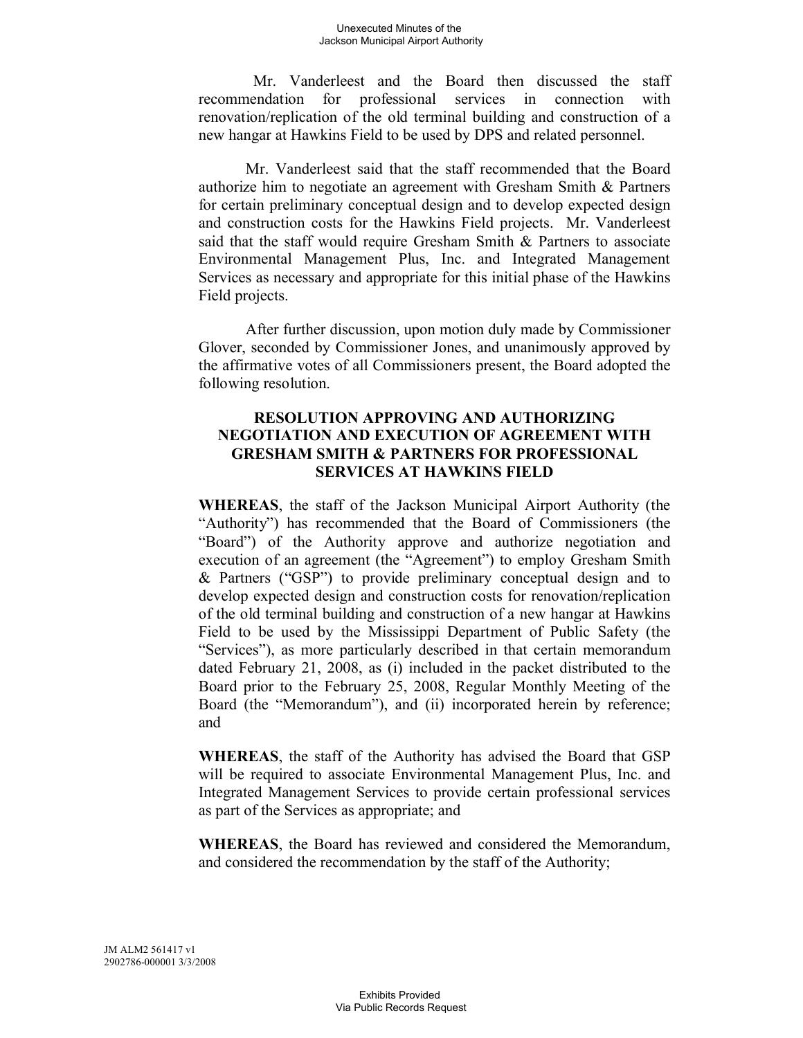Mr. Vanderleest and the Board then discussed the staff recommendation for professional services in connection with renovation/replication of the old terminal building and construction of a new hangar at Hawkins Field to be used by DPS and related personnel.

Mr. Vanderleest said that the staff recommended that the Board authorize him to negotiate an agreement with Gresham Smith & Partners for certain preliminary conceptual design and to develop expected design and construction costs for the Hawkins Field projects. Mr. Vanderleest said that the staff would require Gresham Smith & Partners to associate Environmental Management Plus, Inc. and Integrated Management Services as necessary and appropriate for this initial phase of the Hawkins Field projects.

After further discussion, upon motion duly made by Commissioner Glover, seconded by Commissioner Jones, and unanimously approved by the affirmative votes of all Commissioners present, the Board adopted the following resolution.

**RESOLUTION APPROVING AND AUTHORIZING NEGOTIATION AND EXECUTION OF AGREEMENT WITH GRESHAM SMITH & PARTNERS FOR PROFESSIONAL SERVICES AT HAWKINS FIELD**

**WHEREAS**, the staff of the Jackson Municipal Airport Authority (the "Authority") has recommended that the Board of Commissioners (the "Board") of the Authority approve and authorize negotiation and execution of an agreement (the "Agreement") to employ Gresham Smith & Partners ("GSP") to provide preliminary conceptual design and to develop expected design and construction costs for renovation/replication of the old terminal building and construction of a new hangar at Hawkins Field to be used by the Mississippi Department of Public Safety (the "Services"), as more particularly described in that certain memorandum dated February 21, 2008, as (i) included in the packet distributed to the Board prior to the February 25, 2008, Regular Monthly Meeting of the Board (the "Memorandum"), and (ii) incorporated herein by reference; and

**WHEREAS**, the staff of the Authority has advised the Board that GSP will be required to associate Environmental Management Plus, Inc. and Integrated Management Services to provide certain professional services as part of the Services as appropriate; and

**WHEREAS**, the Board has reviewed and considered the Memorandum, and considered the recommendation by the staff of the Authority;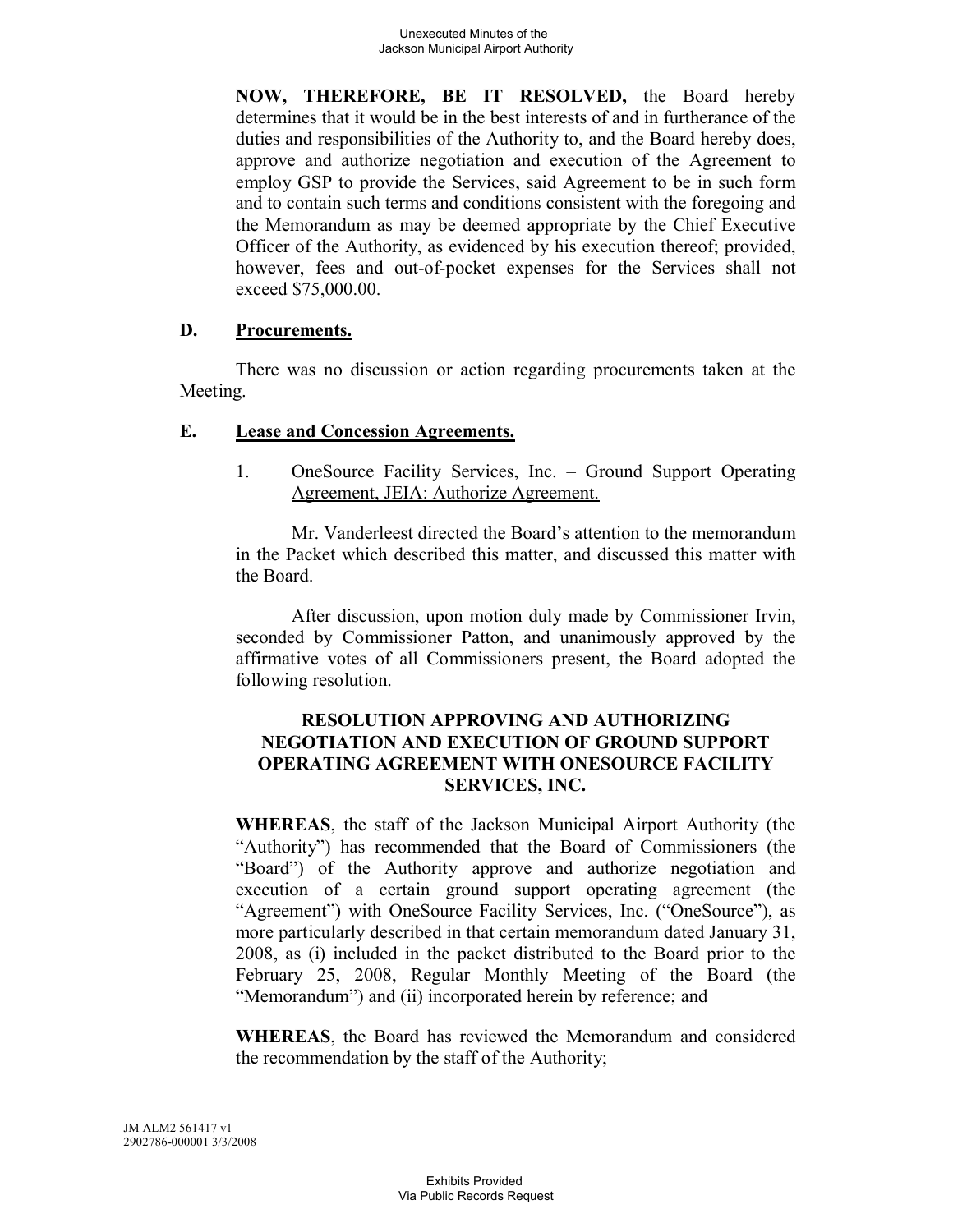**NOW, THEREFORE, BE IT RESOLVED,** the Board hereby determines that it would be in the best interests of and in furtherance of the duties and responsibilities of the Authority to, and the Board hereby does, approve and authorize negotiation and execution of the Agreement to employ GSP to provide the Services, said Agreement to be in such form and to contain such terms and conditions consistent with the foregoing and the Memorandum as may be deemed appropriate by the Chief Executive Officer of the Authority, as evidenced by his execution thereof; provided, however, fees and out-of-pocket expenses for the Services shall not exceed $75,000.00.

## D. Procurements.

There was no discussion or action regarding procurements taken at the Meeting.

## E. Lease and Concession Agreements.

1. OneSource Facility Services, Inc. – Ground Support Operating Agreement, JEIA: Authorize Agreement.

Mr. Vanderleest directed the Board's attention to the memorandum in the Packet which described this matter, and discussed this matter with the Board.

After discussion, upon motion duly made by Commissioner Irvin, seconded by Commissioner Patton, and unanimously approved by the affirmative votes of all Commissioners present, the Board adopted the following resolution.

**RESOLUTION APPROVING AND AUTHORIZING NEGOTIATION AND EXECUTION OF GROUND SUPPORT OPERATING AGREEMENT WITH ONESOURCE FACILITY SERVICES, INC.**

**WHEREAS**, the staff of the Jackson Municipal Airport Authority (the "Authority") has recommended that the Board of Commissioners (the "Board") of the Authority approve and authorize negotiation and execution of a certain ground support operating agreement (the "Agreement") with OneSource Facility Services, Inc. ("OneSource"), as more particularly described in that certain memorandum dated January 31, 2008, as (i) included in the packet distributed to the Board prior to the February 25, 2008, Regular Monthly Meeting of the Board (the "Memorandum") and (ii) incorporated herein by reference; and

**WHEREAS**, the Board has reviewed the Memorandum and considered the recommendation by the staff of the Authority;

JM ALM2 561417 v1
2902786-000001 3/3/2008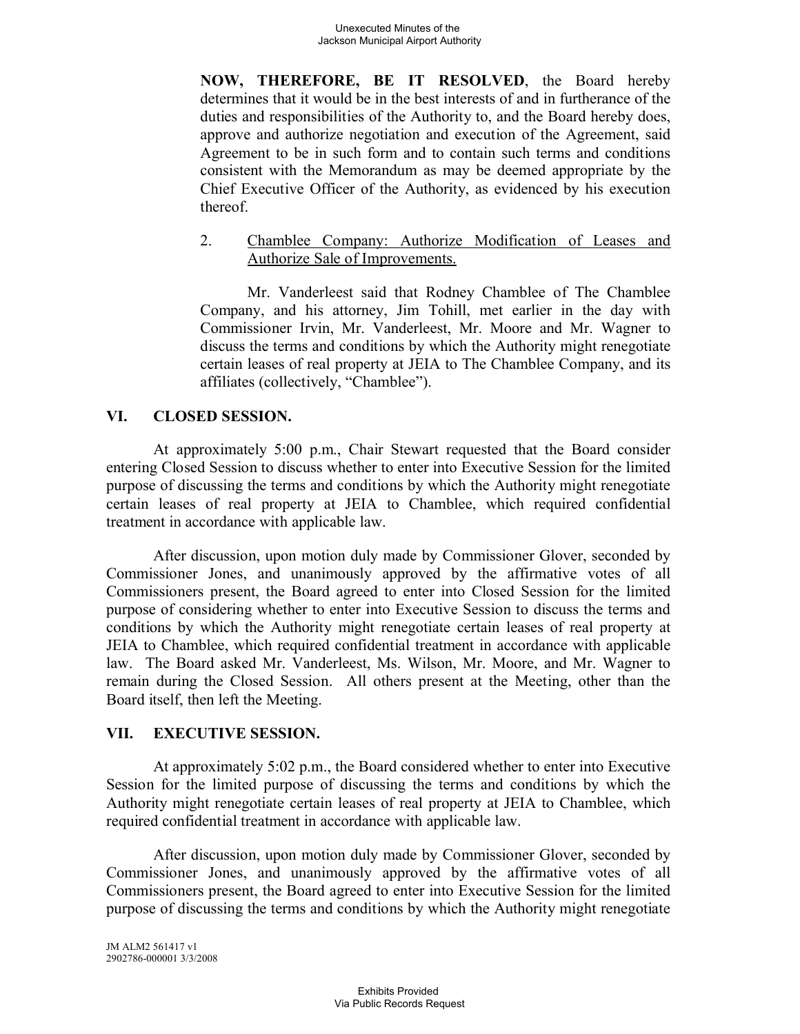**NOW, THEREFORE, BE IT RESOLVED**, the Board hereby determines that it would be in the best interests of and in furtherance of the duties and responsibilities of the Authority to, and the Board hereby does, approve and authorize negotiation and execution of the Agreement, said Agreement to be in such form and to contain such terms and conditions consistent with the Memorandum as may be deemed appropriate by the Chief Executive Officer of the Authority, as evidenced by his execution thereof.

2. Chamblee Company: Authorize Modification of Leases and Authorize Sale of Improvements.

Mr. Vanderleest said that Rodney Chamblee of The Chamblee Company, and his attorney, Jim Tohill, met earlier in the day with Commissioner Irvin, Mr. Vanderleest, Mr. Moore and Mr. Wagner to discuss the terms and conditions by which the Authority might renegotiate certain leases of real property at JEIA to The Chamblee Company, and its affiliates (collectively, "Chamblee").

## VI. CLOSED SESSION.

At approximately 5:00 p.m., Chair Stewart requested that the Board consider entering Closed Session to discuss whether to enter into Executive Session for the limited purpose of discussing the terms and conditions by which the Authority might renegotiate certain leases of real property at JEIA to Chamblee, which required confidential treatment in accordance with applicable law.

After discussion, upon motion duly made by Commissioner Glover, seconded by Commissioner Jones, and unanimously approved by the affirmative votes of all Commissioners present, the Board agreed to enter into Closed Session for the limited purpose of considering whether to enter into Executive Session to discuss the terms and conditions by which the Authority might renegotiate certain leases of real property at JEIA to Chamblee, which required confidential treatment in accordance with applicable law. The Board asked Mr. Vanderleest, Ms. Wilson, Mr. Moore, and Mr. Wagner to remain during the Closed Session. All others present at the Meeting, other than the Board itself, then left the Meeting.

## VII. EXECUTIVE SESSION.

At approximately 5:02 p.m., the Board considered whether to enter into Executive Session for the limited purpose of discussing the terms and conditions by which the Authority might renegotiate certain leases of real property at JEIA to Chamblee, which required confidential treatment in accordance with applicable law.

After discussion, upon motion duly made by Commissioner Glover, seconded by Commissioner Jones, and unanimously approved by the affirmative votes of all Commissioners present, the Board agreed to enter into Executive Session for the limited purpose of discussing the terms and conditions by which the Authority might renegotiate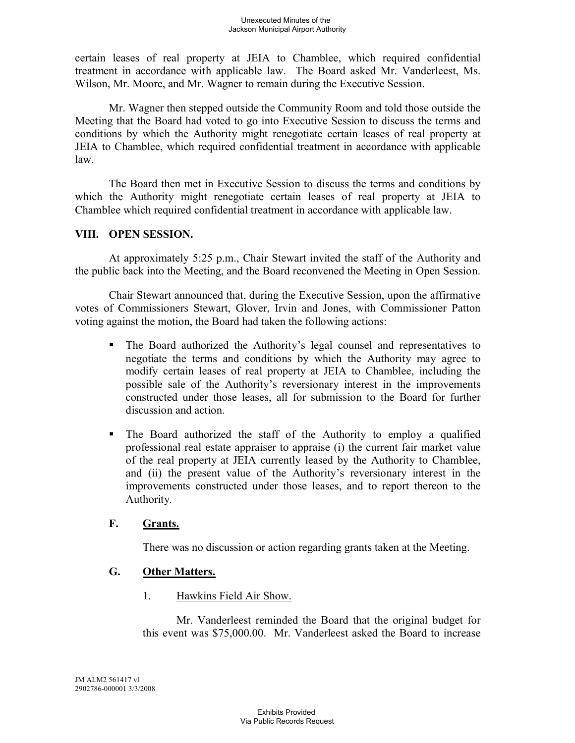certain leases of real property at JEIA to Chamblee, which required confidential treatment in accordance with applicable law. The Board asked Mr. Vanderleest, Ms. Wilson, Mr. Moore, and Mr. Wagner to remain during the Executive Session.

Mr. Wagner then stepped outside the Community Room and told those outside the Meeting that the Board had voted to go into Executive Session to discuss the terms and conditions by which the Authority might renegotiate certain leases of real property at JEIA to Chamblee, which required confidential treatment in accordance with applicable law.

The Board then met in Executive Session to discuss the terms and conditions by which the Authority might renegotiate certain leases of real property at JEIA to Chamblee which required confidential treatment in accordance with applicable law.

## VIII. OPEN SESSION.

At approximately 5:25 p.m., Chair Stewart invited the staff of the Authority and the public back into the Meeting, and the Board reconvened the Meeting in Open Session.

Chair Stewart announced that, during the Executive Session, upon the affirmative votes of Commissioners Stewart, Glover, Irvin and Jones, with Commissioner Patton voting against the motion, the Board had taken the following actions:

- The Board authorized the Authority's legal counsel and representatives to negotiate the terms and conditions by which the Authority may agree to modify certain leases of real property at JEIA to Chamblee, including the possible sale of the Authority's reversionary interest in the improvements constructed under those leases, all for submission to the Board for further discussion and action.
- The Board authorized the staff of the Authority to employ a qualified professional real estate appraiser to appraise (i) the current fair market value of the real property at JEIA currently leased by the Authority to Chamblee, and (ii) the present value of the Authority's reversionary interest in the improvements constructed under those leases, and to report thereon to the Authority.

### F. Grants.

There was no discussion or action regarding grants taken at the Meeting.

### G. Other Matters.

1. Hawkins Field Air Show.

Mr. Vanderleest reminded the Board that the original budget for this event was $75,000.00. Mr. Vanderleest asked the Board to increase

JM ALM2 561417 v1
2902786-000001 3/3/2008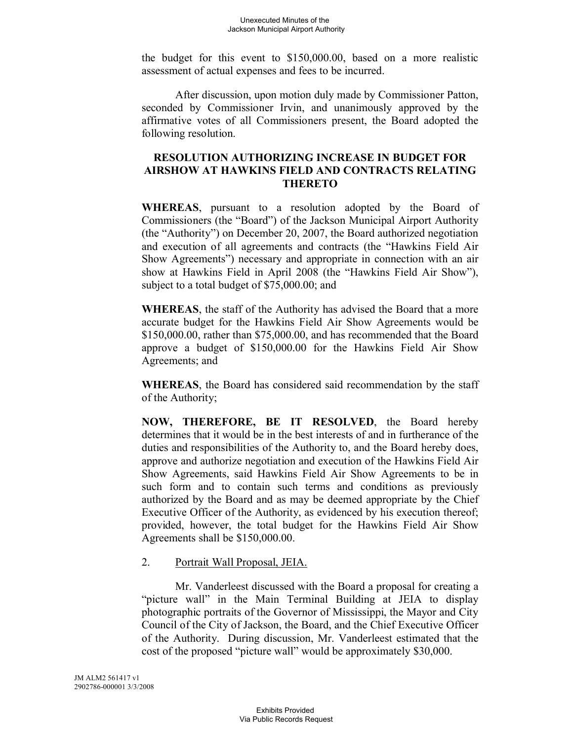the budget for this event to $150,000.00, based on a more realistic assessment of actual expenses and fees to be incurred.

After discussion, upon motion duly made by Commissioner Patton, seconded by Commissioner Irvin, and unanimously approved by the affirmative votes of all Commissioners present, the Board adopted the following resolution.

**RESOLUTION AUTHORIZING INCREASE IN BUDGET FOR AIRSHOW AT HAWKINS FIELD AND CONTRACTS RELATING THERETO**

**WHEREAS**, pursuant to a resolution adopted by the Board of Commissioners (the "Board") of the Jackson Municipal Airport Authority (the "Authority") on December 20, 2007, the Board authorized negotiation and execution of all agreements and contracts (the "Hawkins Field Air Show Agreements") necessary and appropriate in connection with an air show at Hawkins Field in April 2008 (the "Hawkins Field Air Show"), subject to a total budget of $75,000.00; and

**WHEREAS**, the staff of the Authority has advised the Board that a more accurate budget for the Hawkins Field Air Show Agreements would be $150,000.00, rather than $75,000.00, and has recommended that the Board approve a budget of $150,000.00 for the Hawkins Field Air Show Agreements; and

**WHEREAS**, the Board has considered said recommendation by the staff of the Authority;

**NOW, THEREFORE, BE IT RESOLVED**, the Board hereby determines that it would be in the best interests of and in furtherance of the duties and responsibilities of the Authority to, and the Board hereby does, approve and authorize negotiation and execution of the Hawkins Field Air Show Agreements, said Hawkins Field Air Show Agreements to be in such form and to contain such terms and conditions as previously authorized by the Board and as may be deemed appropriate by the Chief Executive Officer of the Authority, as evidenced by his execution thereof; provided, however, the total budget for the Hawkins Field Air Show Agreements shall be $150,000.00.

2. Portrait Wall Proposal, JEIA.

Mr. Vanderleest discussed with the Board a proposal for creating a "picture wall" in the Main Terminal Building at JEIA to display photographic portraits of the Governor of Mississippi, the Mayor and City Council of the City of Jackson, the Board, and the Chief Executive Officer of the Authority. During discussion, Mr. Vanderleest estimated that the cost of the proposed "picture wall" would be approximately $30,000.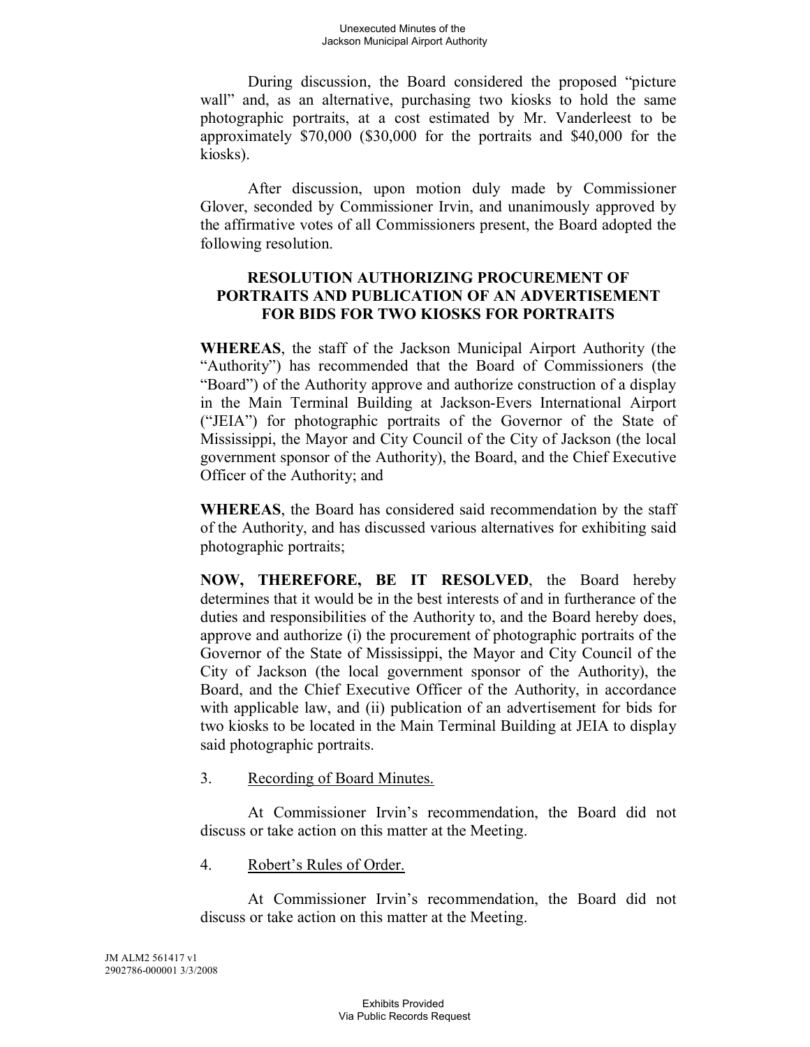During discussion, the Board considered the proposed "picture wall" and, as an alternative, purchasing two kiosks to hold the same photographic portraits, at a cost estimated by Mr. Vanderleest to be approximately $70,000 ($30,000 for the portraits and $40,000 for the kiosks).

After discussion, upon motion duly made by Commissioner Glover, seconded by Commissioner Irvin, and unanimously approved by the affirmative votes of all Commissioners present, the Board adopted the following resolution.

**RESOLUTION AUTHORIZING PROCUREMENT OF PORTRAITS AND PUBLICATION OF AN ADVERTISEMENT FOR BIDS FOR TWO KIOSKS FOR PORTRAITS**

**WHEREAS**, the staff of the Jackson Municipal Airport Authority (the "Authority") has recommended that the Board of Commissioners (the "Board") of the Authority approve and authorize construction of a display in the Main Terminal Building at Jackson-Evers International Airport ("JEIA") for photographic portraits of the Governor of the State of Mississippi, the Mayor and City Council of the City of Jackson (the local government sponsor of the Authority), the Board, and the Chief Executive Officer of the Authority; and

**WHEREAS**, the Board has considered said recommendation by the staff of the Authority, and has discussed various alternatives for exhibiting said photographic portraits;

**NOW, THEREFORE, BE IT RESOLVED**, the Board hereby determines that it would be in the best interests of and in furtherance of the duties and responsibilities of the Authority to, and the Board hereby does, approve and authorize (i) the procurement of photographic portraits of the Governor of the State of Mississippi, the Mayor and City Council of the City of Jackson (the local government sponsor of the Authority), the Board, and the Chief Executive Officer of the Authority, in accordance with applicable law, and (ii) publication of an advertisement for bids for two kiosks to be located in the Main Terminal Building at JEIA to display said photographic portraits.

3. Recording of Board Minutes.

At Commissioner Irvin's recommendation, the Board did not discuss or take action on this matter at the Meeting.

4. Robert's Rules of Order.

At Commissioner Irvin's recommendation, the Board did not discuss or take action on this matter at the Meeting.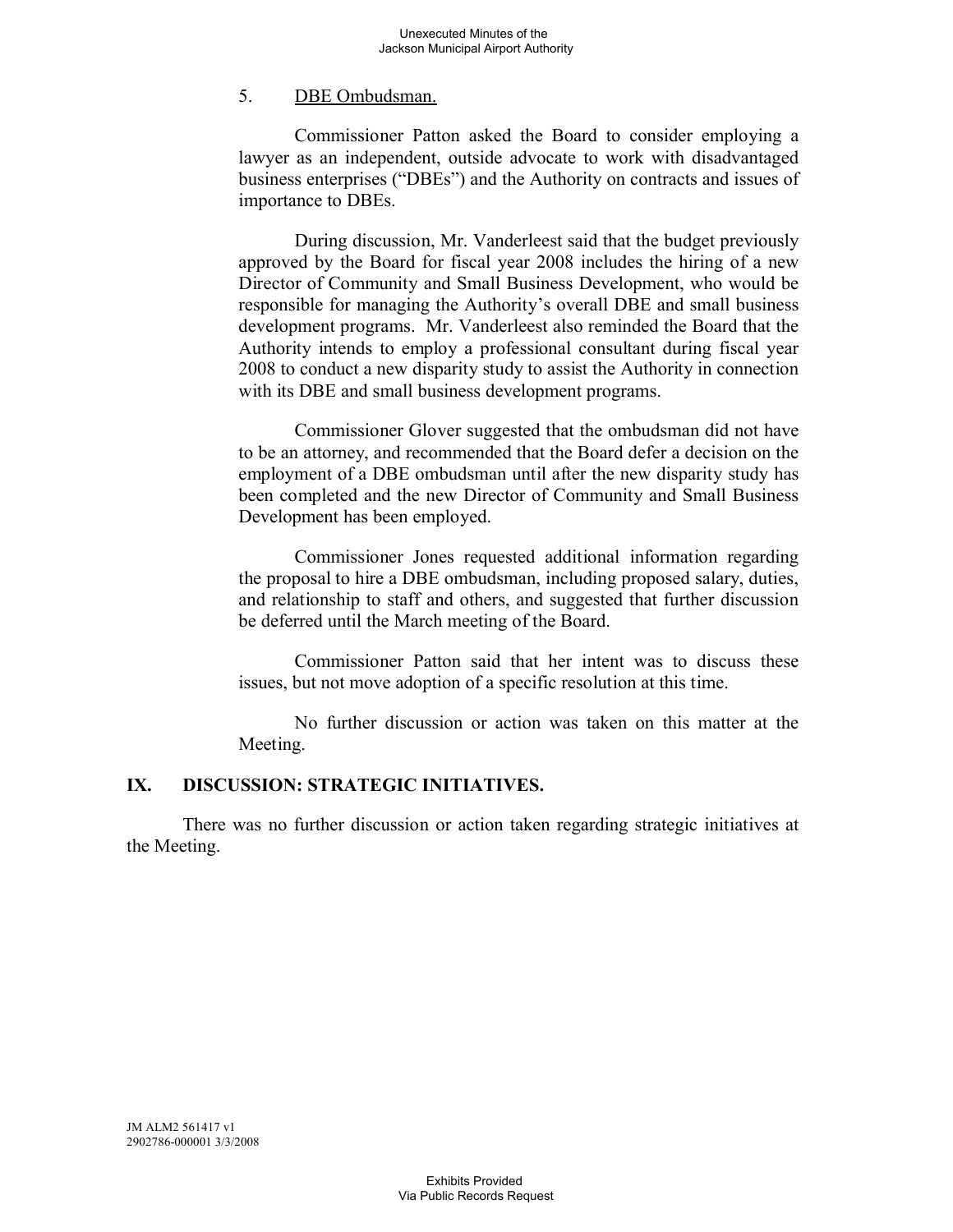5. DBE Ombudsman.

Commissioner Patton asked the Board to consider employing a lawyer as an independent, outside advocate to work with disadvantaged business enterprises ("DBEs") and the Authority on contracts and issues of importance to DBEs.

During discussion, Mr. Vanderleest said that the budget previously approved by the Board for fiscal year 2008 includes the hiring of a new Director of Community and Small Business Development, who would be responsible for managing the Authority's overall DBE and small business development programs. Mr. Vanderleest also reminded the Board that the Authority intends to employ a professional consultant during fiscal year 2008 to conduct a new disparity study to assist the Authority in connection with its DBE and small business development programs.

Commissioner Glover suggested that the ombudsman did not have to be an attorney, and recommended that the Board defer a decision on the employment of a DBE ombudsman until after the new disparity study has been completed and the new Director of Community and Small Business Development has been employed.

Commissioner Jones requested additional information regarding the proposal to hire a DBE ombudsman, including proposed salary, duties, and relationship to staff and others, and suggested that further discussion be deferred until the March meeting of the Board.

Commissioner Patton said that her intent was to discuss these issues, but not move adoption of a specific resolution at this time.

No further discussion or action was taken on this matter at the Meeting.

## IX. DISCUSSION: STRATEGIC INITIATIVES.

There was no further discussion or action taken regarding strategic initiatives at the Meeting.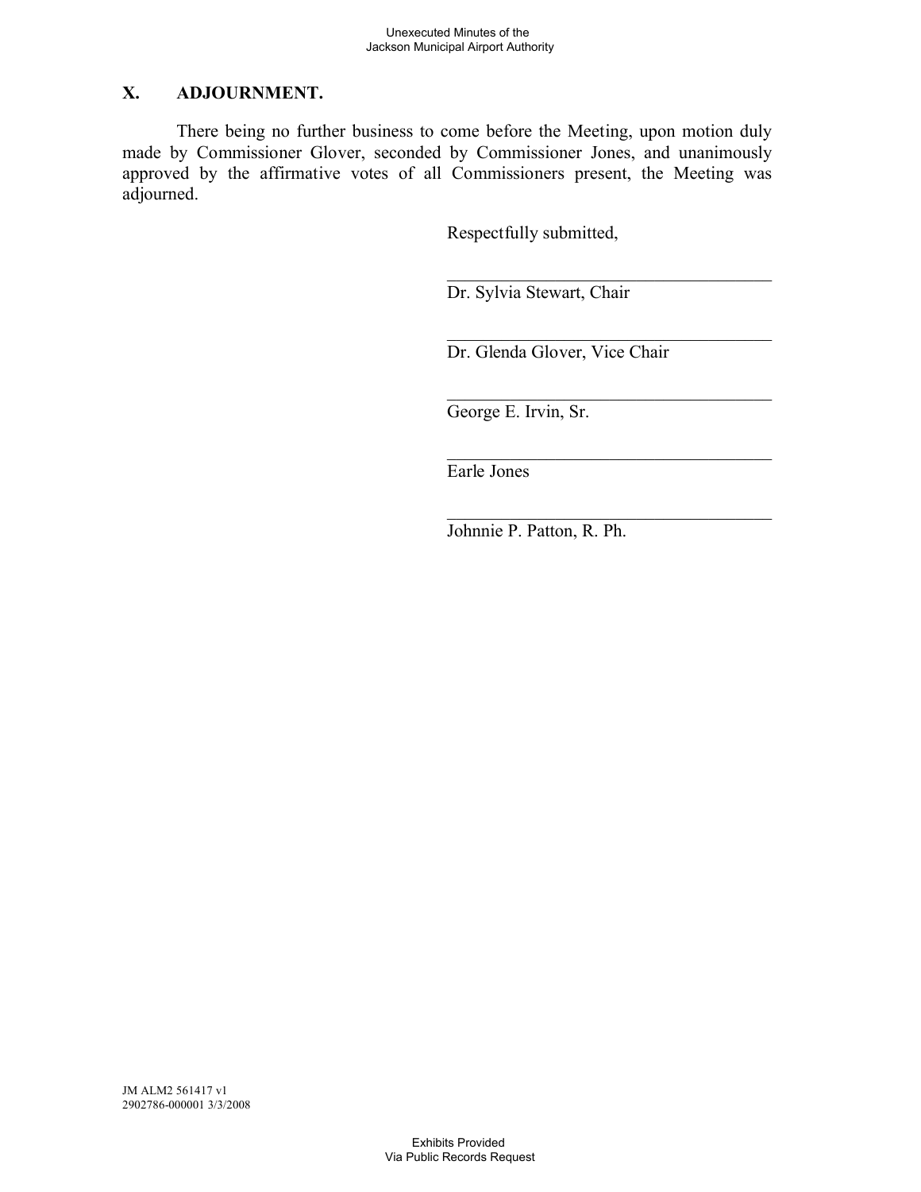## X. ADJOURNMENT.

There being no further business to come before the Meeting, upon motion duly made by Commissioner Glover, seconded by Commissioner Jones, and unanimously approved by the affirmative votes of all Commissioners present, the Meeting was adjourned.

Respectfully submitted,

\_\_\_\_\_\_\_\_\_\_\_\_\_\_\_\_\_\_\_\_\_\_\_\_\_\_\_\_\_\_\_\_\_\_\_\_

Dr. Sylvia Stewart, Chair

\_\_\_\_\_\_\_\_\_\_\_\_\_\_\_\_\_\_\_\_\_\_\_\_\_\_\_\_\_\_\_\_\_\_\_\_

Dr. Glenda Glover, Vice Chair

\_\_\_\_\_\_\_\_\_\_\_\_\_\_\_\_\_\_\_\_\_\_\_\_\_\_\_\_\_\_\_\_\_\_\_\_

George E. Irvin, Sr.

\_\_\_\_\_\_\_\_\_\_\_\_\_\_\_\_\_\_\_\_\_\_\_\_\_\_\_\_\_\_\_\_\_\_\_\_

Earle Jones

\_\_\_\_\_\_\_\_\_\_\_\_\_\_\_\_\_\_\_\_\_\_\_\_\_\_\_\_\_\_\_\_\_\_\_\_

Johnnie P. Patton, R. Ph.

JM ALM2 561417 v1
2902786-000001 3/3/2008